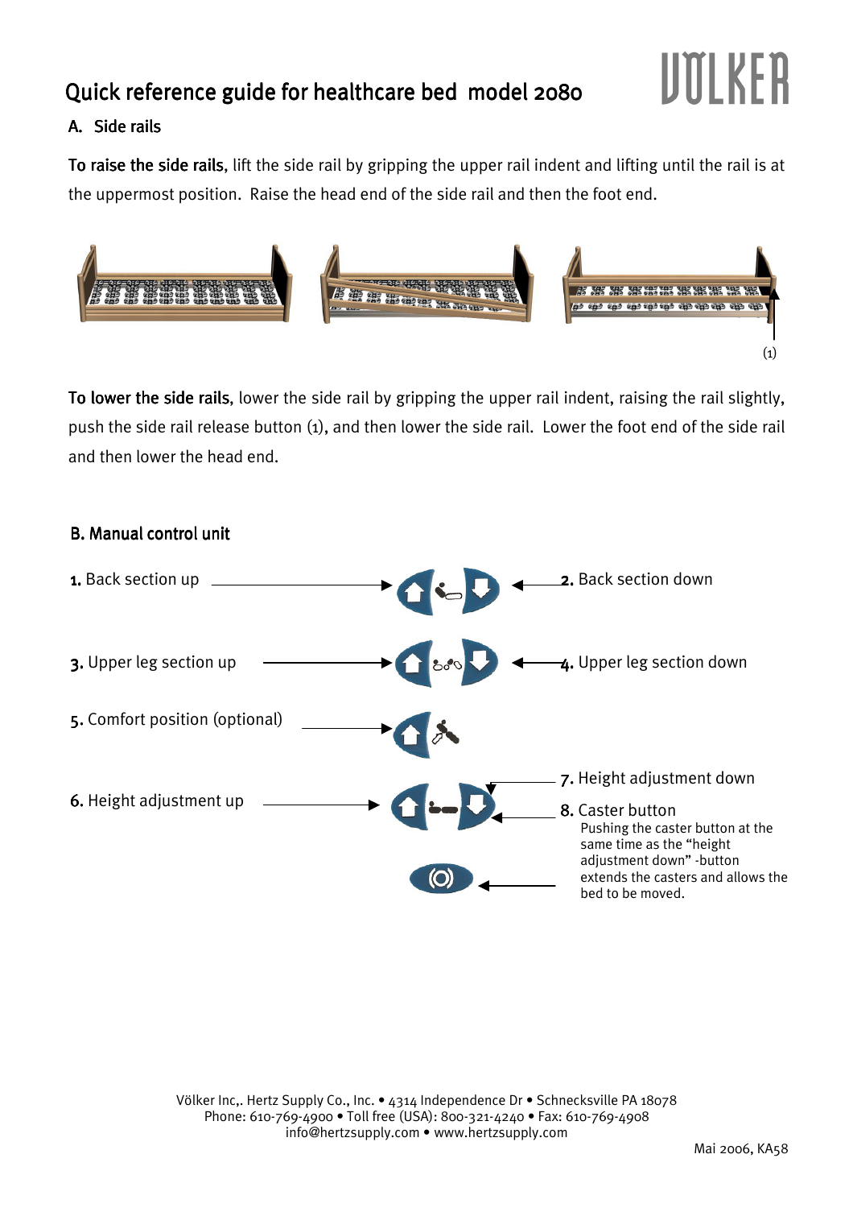# Quick reference guide for healthcare bed model 2080

## A. Side rails

**To raise the side rails**, lift the side rail by gripping the upper rail indent and lifting until the rail is at the uppermost position. Raise the head end of the side rail and then the foot end.

(1)

**To lower the side rails**, lower the side rail by gripping the upper rail indent, raising the rail slightly, push the side rail release button (1), and then lower the side rail. Lower the foot end of the side rail and then lower the head end.

## B. Manual control unit

1. Back section up
2. Back section down
3. Upper leg section up
4. Upper leg section down
5. Comfort position (optional)
6. Height adjustment up
7. Height adjustment down
8. Caster button
   Pushing the caster button at the same time as the "height adjustment down" -button extends the casters and allows the bed to be moved.

Völker Inc,. Hertz Supply Co., Inc. • 4314 Independence Dr • Schnecksville PA 18078
Phone: 610-769-4900 • Toll free (USA): 800-321-4240 • Fax: 610-769-4908
info@hertzsupply.com • www.hertzsupply.com

Mai 2006, KA58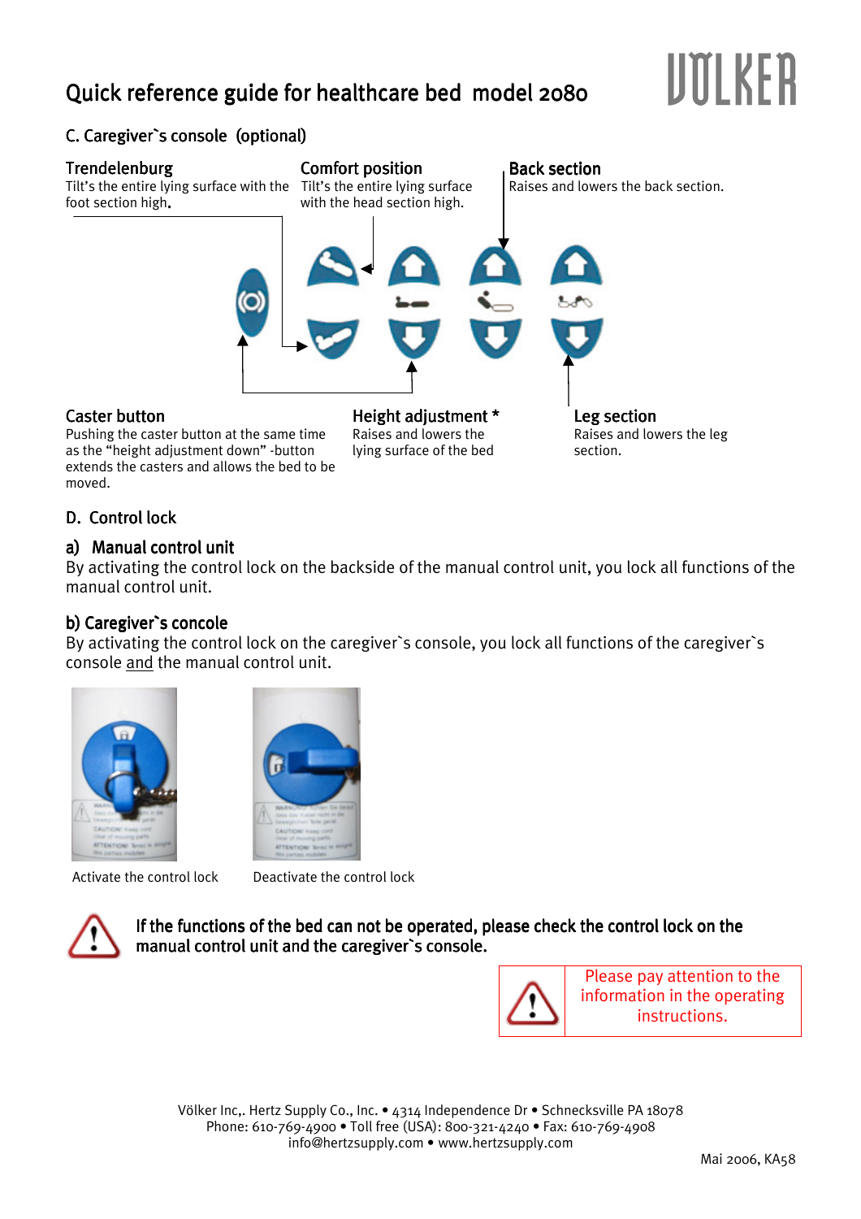# Quick reference guide for healthcare bed model 2080

## C. Caregiver`s console (optional)

**Trendelenburg**
Tilt's the entire lying surface with the foot section high.

**Comfort position**
Tilt's the entire lying surface with the head section high.

**Back section**
Raises and lowers the back section.

**Caster button**
Pushing the caster button at the same time as the "height adjustment down" -button extends the casters and allows the bed to be moved.

**Height adjustment ***
Raises and lowers the lying surface of the bed

**Leg section**
Raises and lowers the leg section.

## D. Control lock

### a) Manual control unit

By activating the control lock on the backside of the manual control unit, you lock all functions of the manual control unit.

### b) Caregiver`s concole

By activating the control lock on the caregiver`s console, you lock all functions of the caregiver`s console and the manual control unit.

Activate the control lock

Deactivate the control lock

**If the functions of the bed can not be operated, please check the control lock on the manual control unit and the caregiver`s console.**

Please pay attention to the information in the operating instructions.

Völker Inc,. Hertz Supply Co., Inc. • 4314 Independence Dr • Schnecksville PA 18078
Phone: 610-769-4900 • Toll free (USA): 800-321-4240 • Fax: 610-769-4908
info@hertzsupply.com • www.hertzsupply.com

Mai 2006, KA58